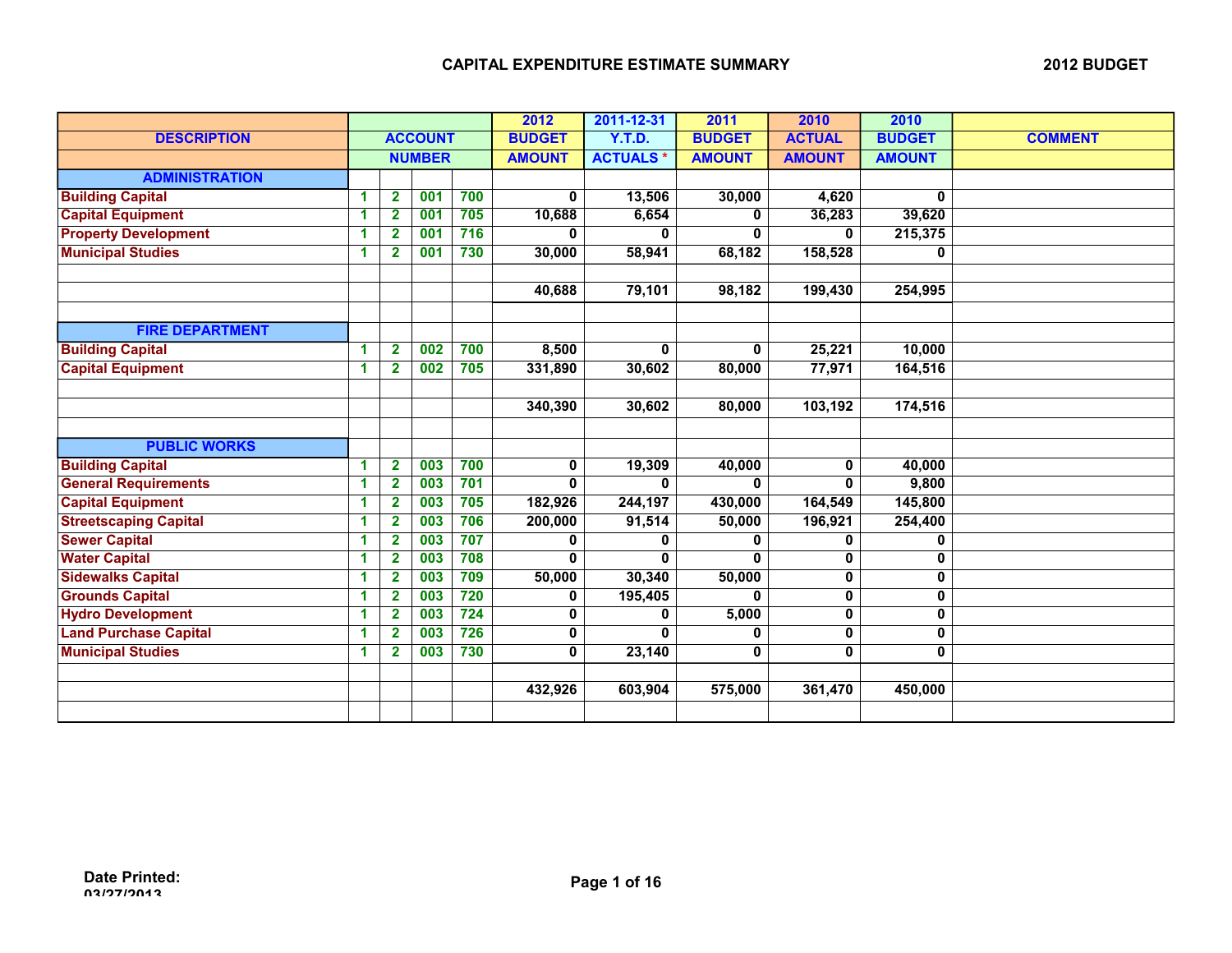# CAPITAL EXPENDITURE ESTIMATE SUMMARY

**2012 BUDGET**

| DESCRIPTION | ACCOUNT NUMBER | | | | 2012 BUDGET AMOUNT | 2011-12-31 Y.T.D. ACTUALS * | 2011 BUDGET AMOUNT | 2010 ACTUAL AMOUNT | 2010 BUDGET AMOUNT | COMMENT |
|---|---|---|---|---|---|---|---|---|---|---|
| **ADMINISTRATION** | | | | | | | | | | |
| Building Capital | 1 | 2 | 001 | 700 | 0 | 13,506 | 30,000 | 4,620 | 0 | |
| Capital Equipment | 1 | 2 | 001 | 705 | 10,688 | 6,654 | 0 | 36,283 | 39,620 | |
| Property Development | 1 | 2 | 001 | 716 | 0 | 0 | 0 | 0 | 215,375 | |
| Municipal Studies | 1 | 2 | 001 | 730 | 30,000 | 58,941 | 68,182 | 158,528 | 0 | |
| | | | | | | | | | | |
| | | | | | 40,688 | 79,101 | 98,182 | 199,430 | 254,995 | |
| | | | | | | | | | | |
| **FIRE DEPARTMENT** | | | | | | | | | | |
| Building Capital | 1 | 2 | 002 | 700 | 8,500 | 0 | 0 | 25,221 | 10,000 | |
| Capital Equipment | 1 | 2 | 002 | 705 | 331,890 | 30,602 | 80,000 | 77,971 | 164,516 | |
| | | | | | | | | | | |
| | | | | | 340,390 | 30,602 | 80,000 | 103,192 | 174,516 | |
| | | | | | | | | | | |
| **PUBLIC WORKS** | | | | | | | | | | |
| Building Capital | 1 | 2 | 003 | 700 | 0 | 19,309 | 40,000 | 0 | 40,000 | |
| General Requirements | 1 | 2 | 003 | 701 | 0 | 0 | 0 | 0 | 9,800 | |
| Capital Equipment | 1 | 2 | 003 | 705 | 182,926 | 244,197 | 430,000 | 164,549 | 145,800 | |
| Streetscaping Capital | 1 | 2 | 003 | 706 | 200,000 | 91,514 | 50,000 | 196,921 | 254,400 | |
| Sewer Capital | 1 | 2 | 003 | 707 | 0 | 0 | 0 | 0 | 0 | |
| Water Capital | 1 | 2 | 003 | 708 | 0 | 0 | 0 | 0 | 0 | |
| Sidewalks Capital | 1 | 2 | 003 | 709 | 50,000 | 30,340 | 50,000 | 0 | 0 | |
| Grounds Capital | 1 | 2 | 003 | 720 | 0 | 195,405 | 0 | 0 | 0 | |
| Hydro Development | 1 | 2 | 003 | 724 | 0 | 0 | 5,000 | 0 | 0 | |
| Land Purchase Capital | 1 | 2 | 003 | 726 | 0 | 0 | 0 | 0 | 0 | |
| Municipal Studies | 1 | 2 | 003 | 730 | 0 | 23,140 | 0 | 0 | 0 | |
| | | | | | | | | | | |
| | | | | | 432,926 | 603,904 | 575,000 | 361,470 | 450,000 | |

**Date Printed:** 03/27/2013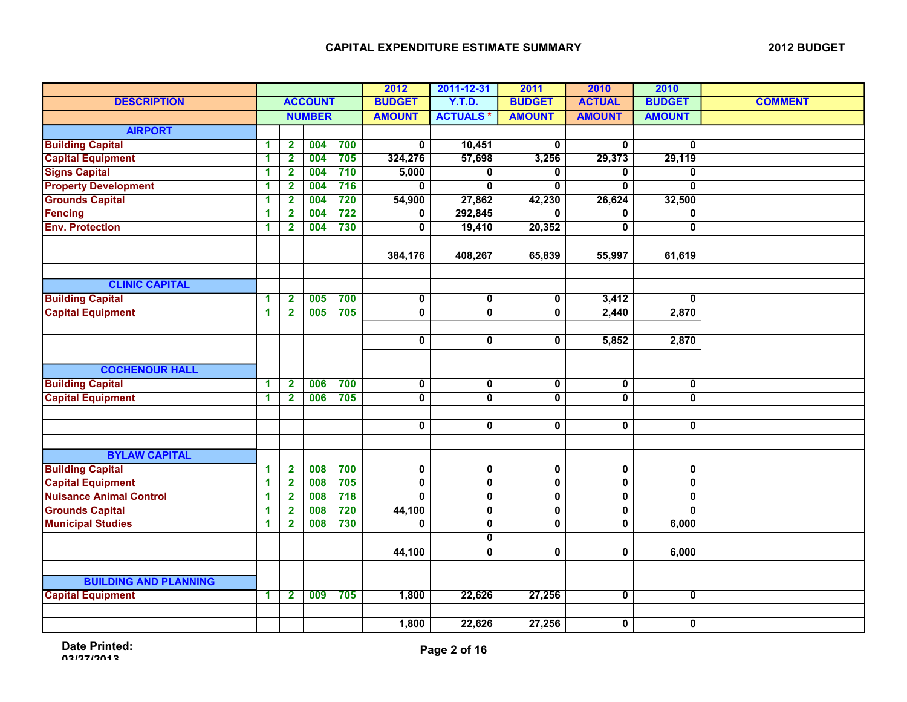## CAPITAL EXPENDITURE ESTIMATE SUMMARY

**2012 BUDGET**

| DESCRIPTION | ACCOUNT NUMBER | | | | 2012 BUDGET AMOUNT | 2011-12-31 Y.T.D. ACTUALS * | 2011 BUDGET AMOUNT | 2010 ACTUAL AMOUNT | 2010 BUDGET AMOUNT | COMMENT |
|---|---|---|---|---|---|---|---|---|---|---|
| **AIRPORT** | | | | | | | | | | |
| Building Capital | 1 | 2 | 004 | 700 | 0 | 10,451 | 0 | 0 | 0 | |
| Capital Equipment | 1 | 2 | 004 | 705 | 324,276 | 57,698 | 3,256 | 29,373 | 29,119 | |
| Signs Capital | 1 | 2 | 004 | 710 | 5,000 | 0 | 0 | 0 | 0 | |
| Property Development | 1 | 2 | 004 | 716 | 0 | 0 | 0 | 0 | 0 | |
| Grounds Capital | 1 | 2 | 004 | 720 | 54,900 | 27,862 | 42,230 | 26,624 | 32,500 | |
| Fencing | 1 | 2 | 004 | 722 | 0 | 292,845 | 0 | 0 | 0 | |
| Env. Protection | 1 | 2 | 004 | 730 | 0 | 19,410 | 20,352 | 0 | 0 | |
| | | | | | | | | | | |
| | | | | | 384,176 | 408,267 | 65,839 | 55,997 | 61,619 | |
| | | | | | | | | | | |
| **CLINIC CAPITAL** | | | | | | | | | | |
| Building Capital | 1 | 2 | 005 | 700 | 0 | 0 | 0 | 3,412 | 0 | |
| Capital Equipment | 1 | 2 | 005 | 705 | 0 | 0 | 0 | 2,440 | 2,870 | |
| | | | | | | | | | | |
| | | | | | 0 | 0 | 0 | 5,852 | 2,870 | |
| | | | | | | | | | | |
| **COCHENOUR HALL** | | | | | | | | | | |
| Building Capital | 1 | 2 | 006 | 700 | 0 | 0 | 0 | 0 | 0 | |
| Capital Equipment | 1 | 2 | 006 | 705 | 0 | 0 | 0 | 0 | 0 | |
| | | | | | | | | | | |
| | | | | | 0 | 0 | 0 | 0 | 0 | |
| | | | | | | | | | | |
| **BYLAW CAPITAL** | | | | | | | | | | |
| Building Capital | 1 | 2 | 008 | 700 | 0 | 0 | 0 | 0 | 0 | |
| Capital Equipment | 1 | 2 | 008 | 705 | 0 | 0 | 0 | 0 | 0 | |
| Nuisance Animal Control | 1 | 2 | 008 | 718 | 0 | 0 | 0 | 0 | 0 | |
| Grounds Capital | 1 | 2 | 008 | 720 | 44,100 | 0 | 0 | 0 | 0 | |
| Municipal Studies | 1 | 2 | 008 | 730 | 0 | 0 | 0 | 0 | 6,000 | |
| | | | | | | 0 | | | | |
| | | | | | 44,100 | 0 | 0 | 0 | 6,000 | |
| | | | | | | | | | | |
| **BUILDING AND PLANNING** | | | | | | | | | | |
| Capital Equipment | 1 | 2 | 009 | 705 | 1,800 | 22,626 | 27,256 | 0 | 0 | |
| | | | | | | | | | | |
| | | | | | 1,800 | 22,626 | 27,256 | 0 | 0 | |

**Date Printed:** 03/27/2013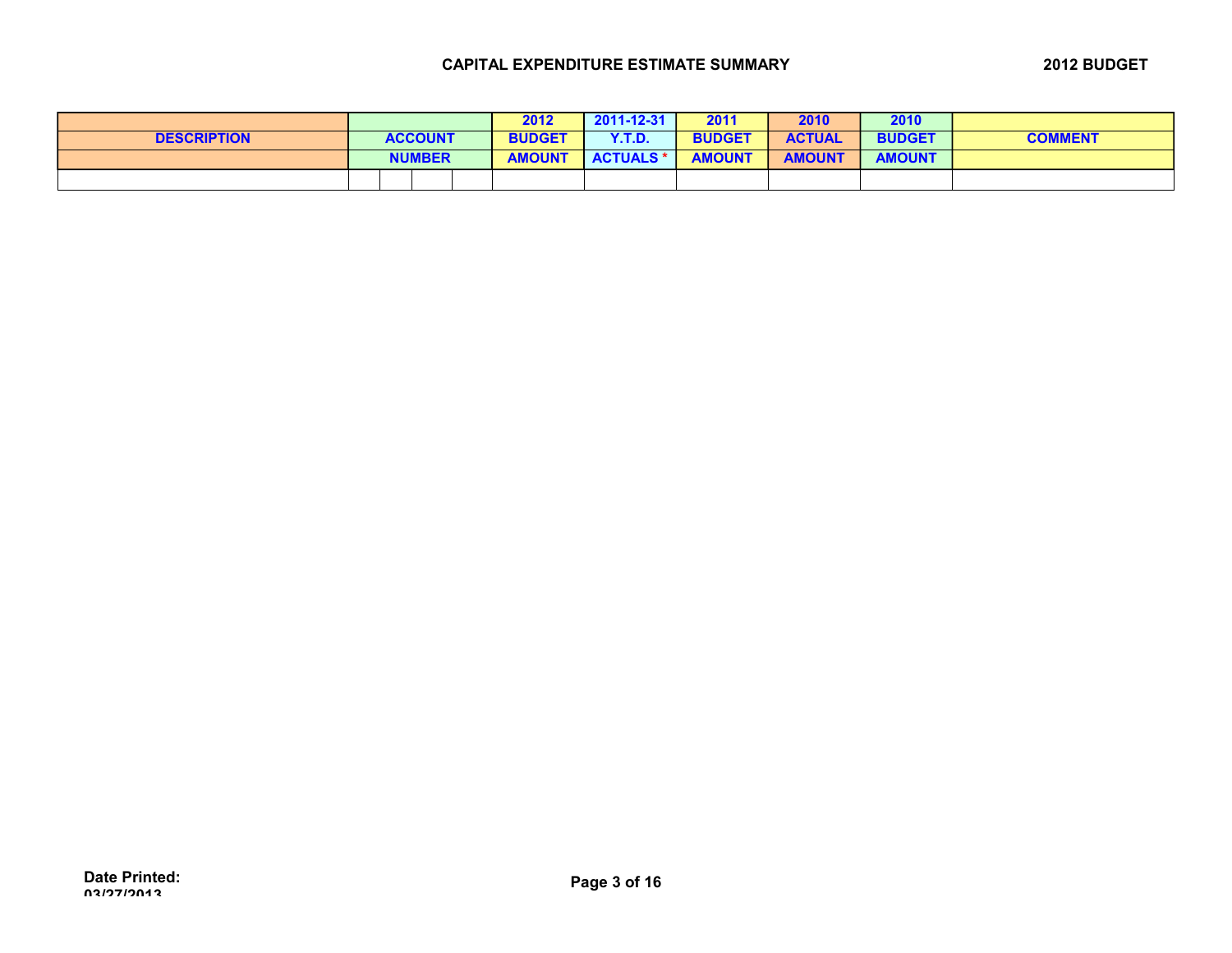**CAPITAL EXPENDITURE ESTIMATE SUMMARY** **2012 BUDGET**

| DESCRIPTION | ACCOUNT NUMBER | | | | 2012 BUDGET AMOUNT | 2011-12-31 Y.T.D. ACTUALS * | 2011 BUDGET AMOUNT | 2010 ACTUAL AMOUNT | 2010 BUDGET AMOUNT | COMMENT |
|---|---|---|---|---|---|---|---|---|---|---|
| | | | | | | | | | | |

Date Printed: 03/27/2013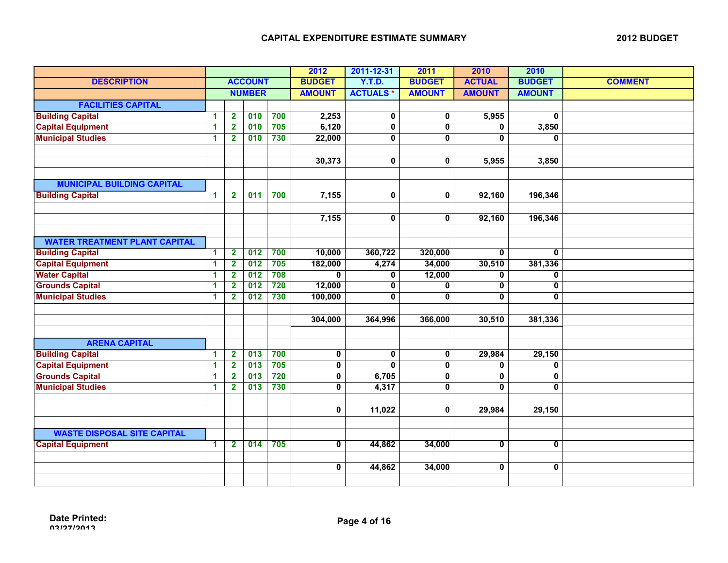# CAPITAL EXPENDITURE ESTIMATE SUMMARY

**2012 BUDGET**

| DESCRIPTION | ACCOUNT NUMBER | | | | 2012 BUDGET AMOUNT | 2011-12-31 Y.T.D. ACTUALS * | 2011 BUDGET AMOUNT | 2010 ACTUAL AMOUNT | 2010 BUDGET AMOUNT | COMMENT |
|---|---|---|---|---|---|---|---|---|---|---|
| **FACILITIES CAPITAL** | | | | | | | | | | |
| Building Capital | 1 | 2 | 010 | 700 | 2,253 | 0 | 0 | 5,955 | 0 | |
| Capital Equipment | 1 | 2 | 010 | 705 | 6,120 | 0 | 0 | 0 | 3,850 | |
| Municipal Studies | 1 | 2 | 010 | 730 | 22,000 | 0 | 0 | 0 | 0 | |
| | | | | | | | | | | |
| | | | | | 30,373 | 0 | 0 | 5,955 | 3,850 | |
| | | | | | | | | | | |
| **MUNICIPAL BUILDING CAPITAL** | | | | | | | | | | |
| Building Capital | 1 | 2 | 011 | 700 | 7,155 | 0 | 0 | 92,160 | 196,346 | |
| | | | | | | | | | | |
| | | | | | 7,155 | 0 | 0 | 92,160 | 196,346 | |
| | | | | | | | | | | |
| **WATER TREATMENT PLANT CAPITAL** | | | | | | | | | | |
| Building Capital | 1 | 2 | 012 | 700 | 10,000 | 360,722 | 320,000 | 0 | 0 | |
| Capital Equipment | 1 | 2 | 012 | 705 | 182,000 | 4,274 | 34,000 | 30,510 | 381,336 | |
| Water Capital | 1 | 2 | 012 | 708 | 0 | 0 | 12,000 | 0 | 0 | |
| Grounds Capital | 1 | 2 | 012 | 720 | 12,000 | 0 | 0 | 0 | 0 | |
| Municipal Studies | 1 | 2 | 012 | 730 | 100,000 | 0 | 0 | 0 | 0 | |
| | | | | | | | | | | |
| | | | | | 304,000 | 364,996 | 366,000 | 30,510 | 381,336 | |
| | | | | | | | | | | |
| **ARENA CAPITAL** | | | | | | | | | | |
| Building Capital | 1 | 2 | 013 | 700 | 0 | 0 | 0 | 29,984 | 29,150 | |
| Capital Equipment | 1 | 2 | 013 | 705 | 0 | 0 | 0 | 0 | 0 | |
| Grounds Capital | 1 | 2 | 013 | 720 | 0 | 6,705 | 0 | 0 | 0 | |
| Municipal Studies | 1 | 2 | 013 | 730 | 0 | 4,317 | 0 | 0 | 0 | |
| | | | | | | | | | | |
| | | | | | 0 | 11,022 | 0 | 29,984 | 29,150 | |
| | | | | | | | | | | |
| **WASTE DISPOSAL SITE CAPITAL** | | | | | | | | | | |
| Capital Equipment | 1 | 2 | 014 | 705 | 0 | 44,862 | 34,000 | 0 | 0 | |
| | | | | | | | | | | |
| | | | | | 0 | 44,862 | 34,000 | 0 | 0 | |

Date Printed: 03/27/2013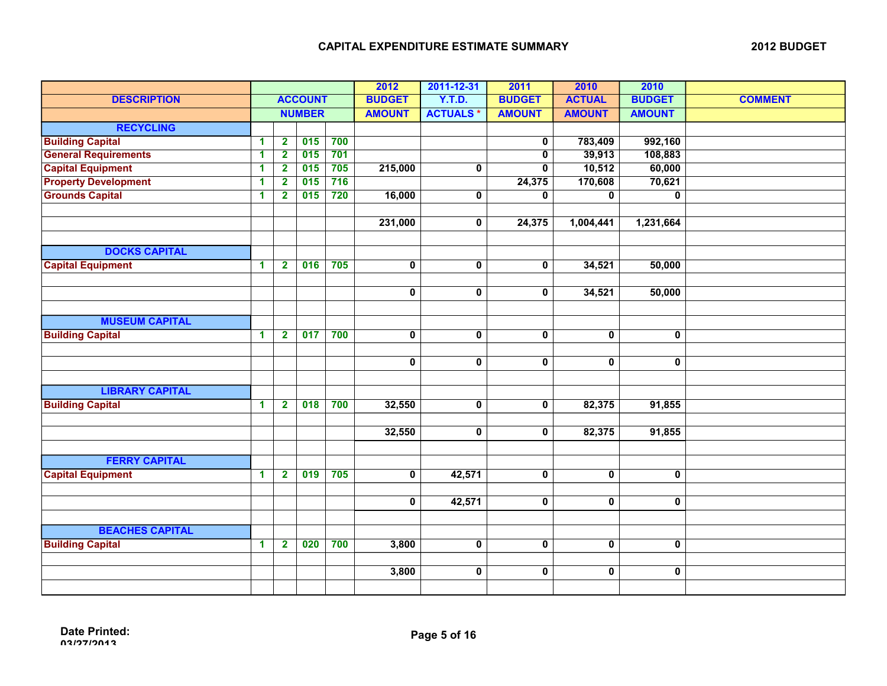# CAPITAL EXPENDITURE ESTIMATE SUMMARY

**2012 BUDGET**

| DESCRIPTION | ACCOUNT NUMBER | | | | 2012 BUDGET AMOUNT | 2011-12-31 Y.T.D. ACTUALS * | 2011 BUDGET AMOUNT | 2010 ACTUAL AMOUNT | 2010 BUDGET AMOUNT | COMMENT |
|---|---|---|---|---|---|---|---|---|---|---|
| **RECYCLING** | | | | | | | | | | |
| Building Capital | 1 | 2 | 015 | 700 | | | 0 | 783,409 | 992,160 | |
| General Requirements | 1 | 2 | 015 | 701 | | | 0 | 39,913 | 108,883 | |
| Capital Equipment | 1 | 2 | 015 | 705 | 215,000 | 0 | 0 | 10,512 | 60,000 | |
| Property Development | 1 | 2 | 015 | 716 | | | 24,375 | 170,608 | 70,621 | |
| Grounds Capital | 1 | 2 | 015 | 720 | 16,000 | 0 | 0 | 0 | 0 | |
| | | | | | | | | | | |
| | | | | | 231,000 | 0 | 24,375 | 1,004,441 | 1,231,664 | |
| | | | | | | | | | | |
| **DOCKS CAPITAL** | | | | | | | | | | |
| Capital Equipment | 1 | 2 | 016 | 705 | 0 | 0 | 0 | 34,521 | 50,000 | |
| | | | | | | | | | | |
| | | | | | 0 | 0 | 0 | 34,521 | 50,000 | |
| | | | | | | | | | | |
| **MUSEUM CAPITAL** | | | | | | | | | | |
| Building Capital | 1 | 2 | 017 | 700 | 0 | 0 | 0 | 0 | 0 | |
| | | | | | | | | | | |
| | | | | | 0 | 0 | 0 | 0 | 0 | |
| | | | | | | | | | | |
| **LIBRARY CAPITAL** | | | | | | | | | | |
| Building Capital | 1 | 2 | 018 | 700 | 32,550 | 0 | 0 | 82,375 | 91,855 | |
| | | | | | | | | | | |
| | | | | | 32,550 | 0 | 0 | 82,375 | 91,855 | |
| | | | | | | | | | | |
| **FERRY CAPITAL** | | | | | | | | | | |
| Capital Equipment | 1 | 2 | 019 | 705 | 0 | 42,571 | 0 | 0 | 0 | |
| | | | | | | | | | | |
| | | | | | 0 | 42,571 | 0 | 0 | 0 | |
| | | | | | | | | | | |
| **BEACHES CAPITAL** | | | | | | | | | | |
| Building Capital | 1 | 2 | 020 | 700 | 3,800 | 0 | 0 | 0 | 0 | |
| | | | | | | | | | | |
| | | | | | 3,800 | 0 | 0 | 0 | 0 | |

**Date Printed:** 03/27/2013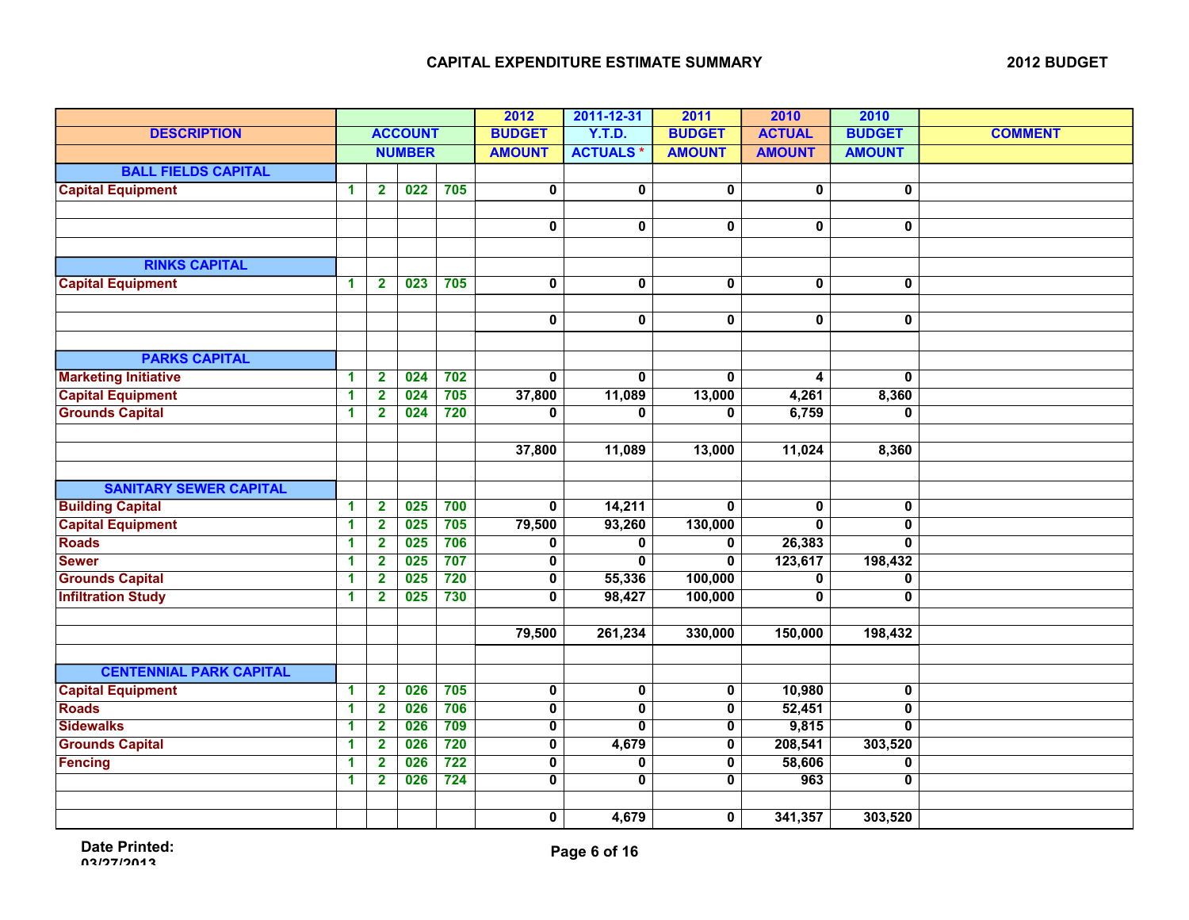## CAPITAL EXPENDITURE ESTIMATE SUMMARY

2012 BUDGET

| DESCRIPTION | ACCOUNT NUMBER | | | | 2012 BUDGET AMOUNT | 2011-12-31 Y.T.D. ACTUALS * | 2011 BUDGET AMOUNT | 2010 ACTUAL AMOUNT | 2010 BUDGET AMOUNT | COMMENT |
|---|---|---|---|---|---|---|---|---|---|---|
| **BALL FIELDS CAPITAL** | | | | | | | | | | |
| Capital Equipment | 1 | 2 | 022 | 705 | 0 | 0 | 0 | 0 | 0 | |
| | | | | | | | | | | |
| | | | | | 0 | 0 | 0 | 0 | 0 | |
| | | | | | | | | | | |
| **RINKS CAPITAL** | | | | | | | | | | |
| Capital Equipment | 1 | 2 | 023 | 705 | 0 | 0 | 0 | 0 | 0 | |
| | | | | | | | | | | |
| | | | | | 0 | 0 | 0 | 0 | 0 | |
| | | | | | | | | | | |
| **PARKS CAPITAL** | | | | | | | | | | |
| Marketing Initiative | 1 | 2 | 024 | 702 | 0 | 0 | 0 | 4 | 0 | |
| Capital Equipment | 1 | 2 | 024 | 705 | 37,800 | 11,089 | 13,000 | 4,261 | 8,360 | |
| Grounds Capital | 1 | 2 | 024 | 720 | 0 | 0 | 0 | 6,759 | 0 | |
| | | | | | | | | | | |
| | | | | | 37,800 | 11,089 | 13,000 | 11,024 | 8,360 | |
| | | | | | | | | | | |
| **SANITARY SEWER CAPITAL** | | | | | | | | | | |
| Building Capital | 1 | 2 | 025 | 700 | 0 | 14,211 | 0 | 0 | 0 | |
| Capital Equipment | 1 | 2 | 025 | 705 | 79,500 | 93,260 | 130,000 | 0 | 0 | |
| Roads | 1 | 2 | 025 | 706 | 0 | 0 | 0 | 26,383 | 0 | |
| Sewer | 1 | 2 | 025 | 707 | 0 | 0 | 0 | 123,617 | 198,432 | |
| Grounds Capital | 1 | 2 | 025 | 720 | 0 | 55,336 | 100,000 | 0 | 0 | |
| Infiltration Study | 1 | 2 | 025 | 730 | 0 | 98,427 | 100,000 | 0 | 0 | |
| | | | | | | | | | | |
| | | | | | 79,500 | 261,234 | 330,000 | 150,000 | 198,432 | |
| | | | | | | | | | | |
| **CENTENNIAL PARK CAPITAL** | | | | | | | | | | |
| Capital Equipment | 1 | 2 | 026 | 705 | 0 | 0 | 0 | 10,980 | 0 | |
| Roads | 1 | 2 | 026 | 706 | 0 | 0 | 0 | 52,451 | 0 | |
| Sidewalks | 1 | 2 | 026 | 709 | 0 | 0 | 0 | 9,815 | 0 | |
| Grounds Capital | 1 | 2 | 026 | 720 | 0 | 4,679 | 0 | 208,541 | 303,520 | |
| Fencing | 1 | 2 | 026 | 722 | 0 | 0 | 0 | 58,606 | 0 | |
| | 1 | 2 | 026 | 724 | 0 | 0 | 0 | 963 | 0 | |
| | | | | | | | | | | |
| | | | | | 0 | 4,679 | 0 | 341,357 | 303,520 | |

**Date Printed:** 03/27/2013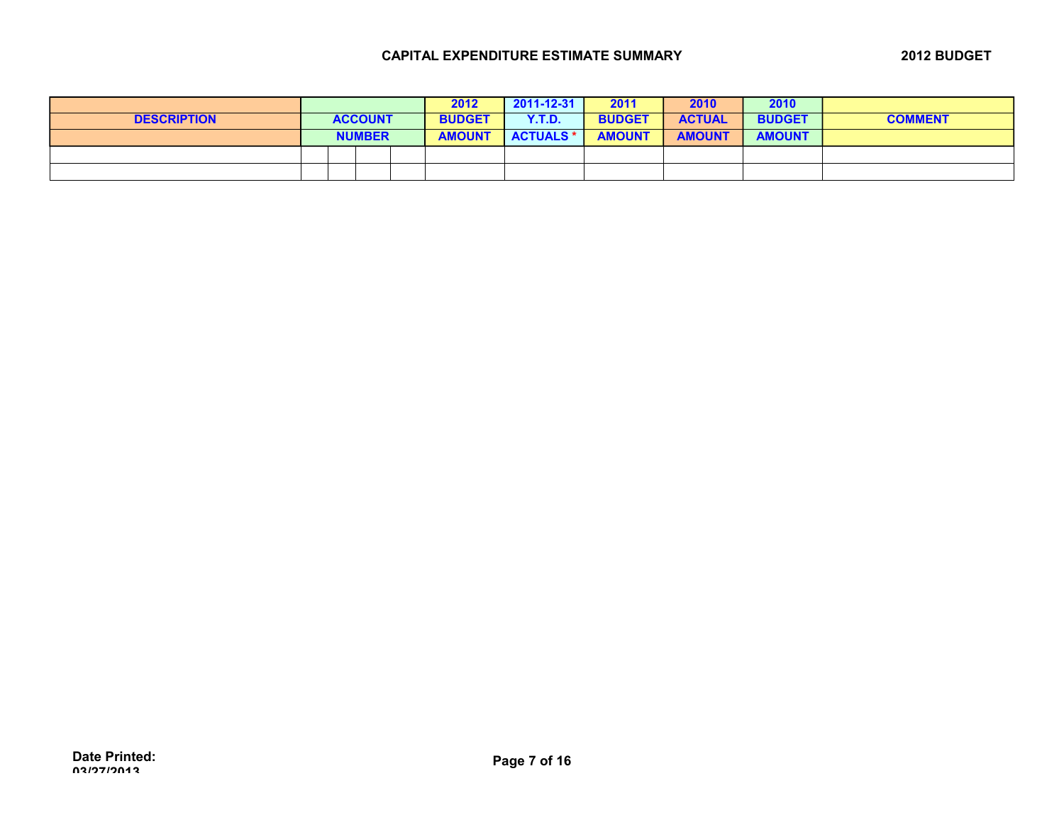**CAPITAL EXPENDITURE ESTIMATE SUMMARY** **2012 BUDGET**

| DESCRIPTION | ACCOUNT NUMBER | | | | 2012 BUDGET AMOUNT | 2011-12-31 Y.T.D. ACTUALS * | 2011 BUDGET AMOUNT | 2010 ACTUAL AMOUNT | 2010 BUDGET AMOUNT | COMMENT |
|---|---|---|---|---|---|---|---|---|---|---|
| | | | | | | | | | | |
| | | | | | | | | | | |

**Date Printed:** 03/27/2013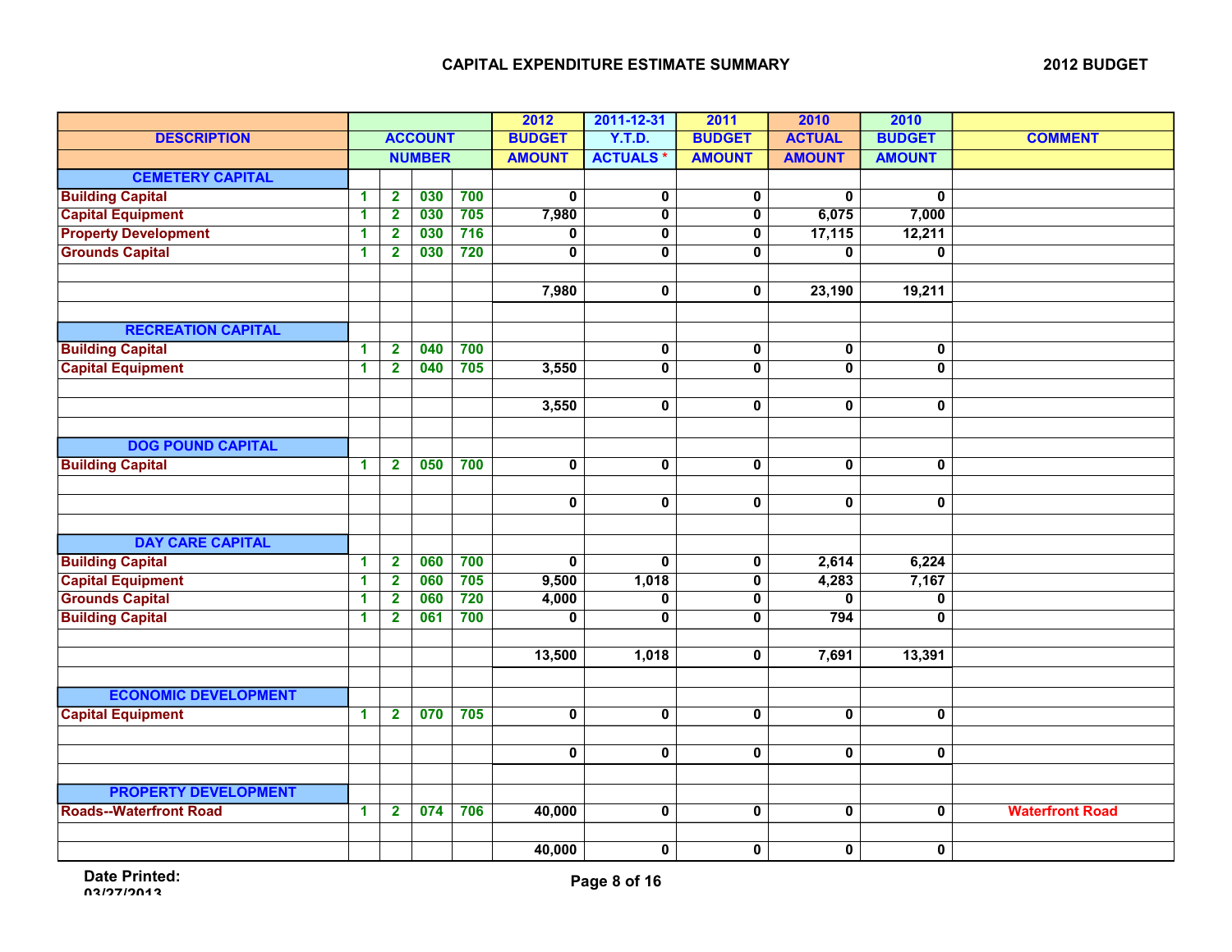# CAPITAL EXPENDITURE ESTIMATE SUMMARY

**2012 BUDGET**

| DESCRIPTION | ACCOUNT NUMBER | | | | 2012 BUDGET AMOUNT | 2011-12-31 Y.T.D. ACTUALS * | 2011 BUDGET AMOUNT | 2010 ACTUAL AMOUNT | 2010 BUDGET AMOUNT | COMMENT |
|---|---|---|---|---|---|---|---|---|---|---|
| **CEMETERY CAPITAL** | | | | | | | | | | |
| Building Capital | 1 | 2 | 030 | 700 | 0 | 0 | 0 | 0 | 0 | |
| Capital Equipment | 1 | 2 | 030 | 705 | 7,980 | 0 | 0 | 6,075 | 7,000 | |
| Property Development | 1 | 2 | 030 | 716 | 0 | 0 | 0 | 17,115 | 12,211 | |
| Grounds Capital | 1 | 2 | 030 | 720 | 0 | 0 | 0 | 0 | 0 | |
| | | | | | 7,980 | 0 | 0 | 23,190 | 19,211 | |
| **RECREATION CAPITAL** | | | | | | | | | | |
| Building Capital | 1 | 2 | 040 | 700 | | 0 | 0 | 0 | 0 | |
| Capital Equipment | 1 | 2 | 040 | 705 | 3,550 | 0 | 0 | 0 | 0 | |
| | | | | | 3,550 | 0 | 0 | 0 | 0 | |
| **DOG POUND CAPITAL** | | | | | | | | | | |
| Building Capital | 1 | 2 | 050 | 700 | 0 | 0 | 0 | 0 | 0 | |
| | | | | | 0 | 0 | 0 | 0 | 0 | |
| **DAY CARE CAPITAL** | | | | | | | | | | |
| Building Capital | 1 | 2 | 060 | 700 | 0 | 0 | 0 | 2,614 | 6,224 | |
| Capital Equipment | 1 | 2 | 060 | 705 | 9,500 | 1,018 | 0 | 4,283 | 7,167 | |
| Grounds Capital | 1 | 2 | 060 | 720 | 4,000 | 0 | 0 | 0 | 0 | |
| Building Capital | 1 | 2 | 061 | 700 | 0 | 0 | 0 | 794 | 0 | |
| | | | | | 13,500 | 1,018 | 0 | 7,691 | 13,391 | |
| **ECONOMIC DEVELOPMENT** | | | | | | | | | | |
| Capital Equipment | 1 | 2 | 070 | 705 | 0 | 0 | 0 | 0 | 0 | |
| | | | | | 0 | 0 | 0 | 0 | 0 | |
| **PROPERTY DEVELOPMENT** | | | | | | | | | | |
| Roads--Waterfront Road | 1 | 2 | 074 | 706 | 40,000 | 0 | 0 | 0 | 0 | Waterfront Road |
| | | | | | 40,000 | 0 | 0 | 0 | 0 | |

Date Printed: 03/27/2013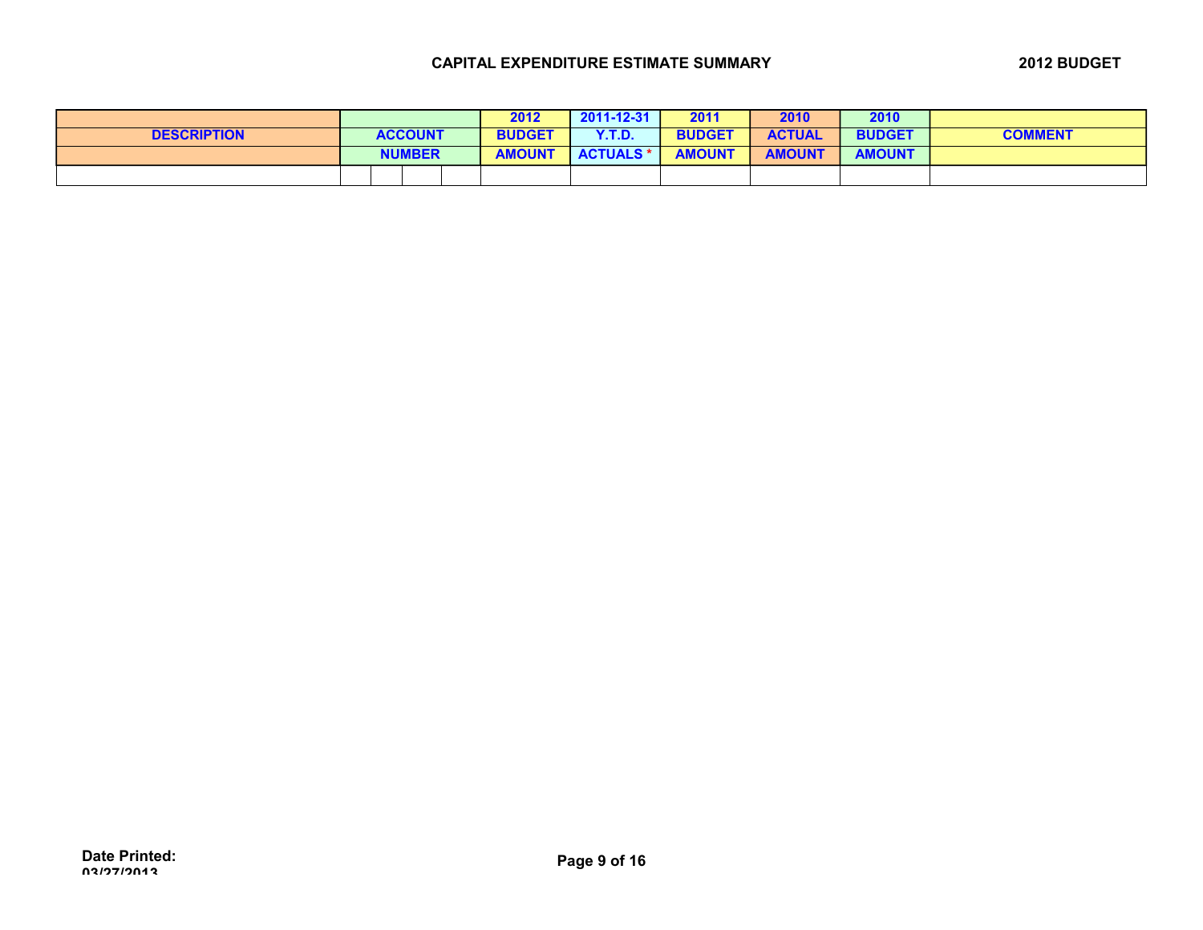**CAPITAL EXPENDITURE ESTIMATE SUMMARY** **2012 BUDGET**

| DESCRIPTION | ACCOUNT NUMBER | | | | 2012 BUDGET AMOUNT | 2011-12-31 Y.T.D. ACTUALS * | 2011 BUDGET AMOUNT | 2010 ACTUAL AMOUNT | 2010 BUDGET AMOUNT | COMMENT |
|---|---|---|---|---|---|---|---|---|---|---|
| | | | | | | | | | | |

**Date Printed:** 03/27/2013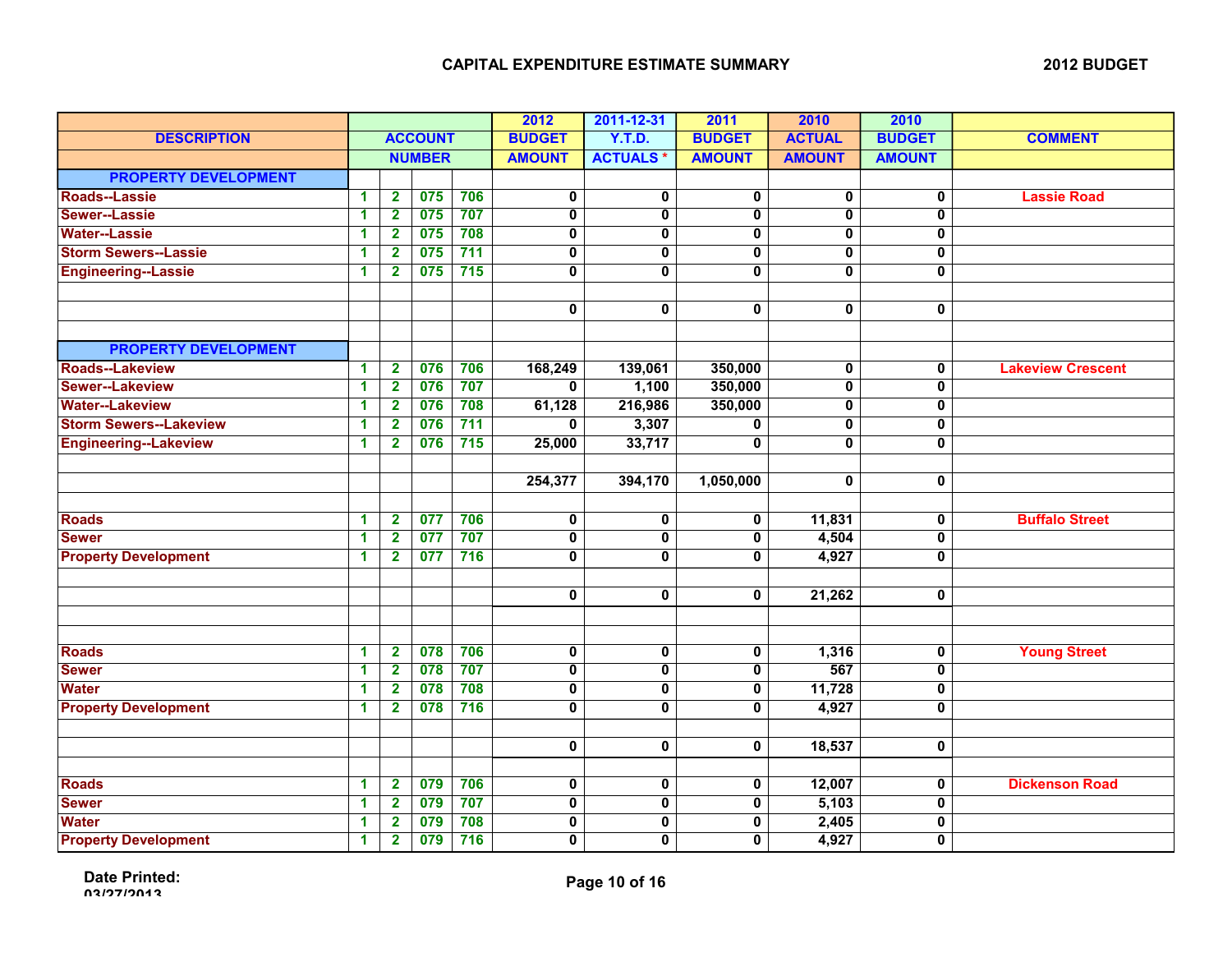## CAPITAL EXPENDITURE ESTIMATE SUMMARY

**2012 BUDGET**

| DESCRIPTION | ACCOUNT NUMBER | | | | 2012 BUDGET AMOUNT | 2011-12-31 Y.T.D. ACTUALS * | 2011 BUDGET AMOUNT | 2010 ACTUAL AMOUNT | 2010 BUDGET AMOUNT | COMMENT |
|---|---|---|---|---|---|---|---|---|---|---|
| **PROPERTY DEVELOPMENT** | | | | | | | | | | |
| Roads--Lassie | 1 | 2 | 075 | 706 | 0 | 0 | 0 | 0 | 0 | Lassie Road |
| Sewer--Lassie | 1 | 2 | 075 | 707 | 0 | 0 | 0 | 0 | 0 | |
| Water--Lassie | 1 | 2 | 075 | 708 | 0 | 0 | 0 | 0 | 0 | |
| Storm Sewers--Lassie | 1 | 2 | 075 | 711 | 0 | 0 | 0 | 0 | 0 | |
| Engineering--Lassie | 1 | 2 | 075 | 715 | 0 | 0 | 0 | 0 | 0 | |
| | | | | | | | | | | |
| | | | | | 0 | 0 | 0 | 0 | 0 | |
| | | | | | | | | | | |
| **PROPERTY DEVELOPMENT** | | | | | | | | | | |
| Roads--Lakeview | 1 | 2 | 076 | 706 | 168,249 | 139,061 | 350,000 | 0 | 0 | Lakeview Crescent |
| Sewer--Lakeview | 1 | 2 | 076 | 707 | 0 | 1,100 | 350,000 | 0 | 0 | |
| Water--Lakeview | 1 | 2 | 076 | 708 | 61,128 | 216,986 | 350,000 | 0 | 0 | |
| Storm Sewers--Lakeview | 1 | 2 | 076 | 711 | 0 | 3,307 | 0 | 0 | 0 | |
| Engineering--Lakeview | 1 | 2 | 076 | 715 | 25,000 | 33,717 | 0 | 0 | 0 | |
| | | | | | | | | | | |
| | | | | | 254,377 | 394,170 | 1,050,000 | 0 | 0 | |
| | | | | | | | | | | |
| Roads | 1 | 2 | 077 | 706 | 0 | 0 | 0 | 11,831 | 0 | Buffalo Street |
| Sewer | 1 | 2 | 077 | 707 | 0 | 0 | 0 | 4,504 | 0 | |
| Property Development | 1 | 2 | 077 | 716 | 0 | 0 | 0 | 4,927 | 0 | |
| | | | | | | | | | | |
| | | | | | 0 | 0 | 0 | 21,262 | 0 | |
| | | | | | | | | | | |
| | | | | | | | | | | |
| Roads | 1 | 2 | 078 | 706 | 0 | 0 | 0 | 1,316 | 0 | Young Street |
| Sewer | 1 | 2 | 078 | 707 | 0 | 0 | 0 | 567 | 0 | |
| Water | 1 | 2 | 078 | 708 | 0 | 0 | 0 | 11,728 | 0 | |
| Property Development | 1 | 2 | 078 | 716 | 0 | 0 | 0 | 4,927 | 0 | |
| | | | | | | | | | | |
| | | | | | 0 | 0 | 0 | 18,537 | 0 | |
| | | | | | | | | | | |
| Roads | 1 | 2 | 079 | 706 | 0 | 0 | 0 | 12,007 | 0 | Dickenson Road |
| Sewer | 1 | 2 | 079 | 707 | 0 | 0 | 0 | 5,103 | 0 | |
| Water | 1 | 2 | 079 | 708 | 0 | 0 | 0 | 2,405 | 0 | |
| Property Development | 1 | 2 | 079 | 716 | 0 | 0 | 0 | 4,927 | 0 | |

Date Printed: 03/27/2013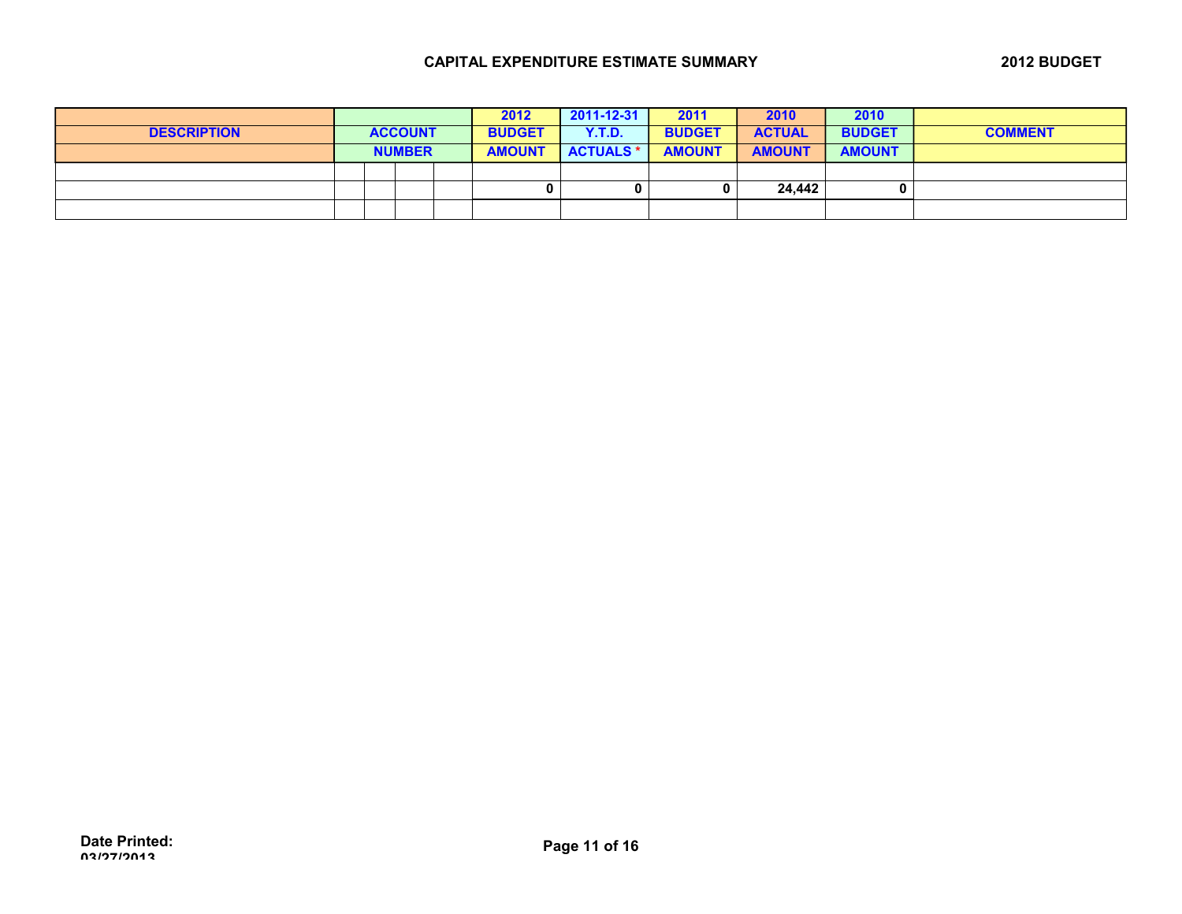## CAPITAL EXPENDITURE ESTIMATE SUMMARY

## 2012 BUDGET

| DESCRIPTION | ACCOUNT NUMBER | | | | 2012 BUDGET AMOUNT | 2011-12-31 Y.T.D. ACTUALS * | 2011 BUDGET AMOUNT | 2010 ACTUAL AMOUNT | 2010 BUDGET AMOUNT | COMMENT |
|---|---|---|---|---|---|---|---|---|---|---|
| | | | | | | | | | | |
| | | | | | 0 | 0 | 0 | 24,442 | 0 | |
| | | | | | | | | | | |

**Date Printed:** 03/27/2013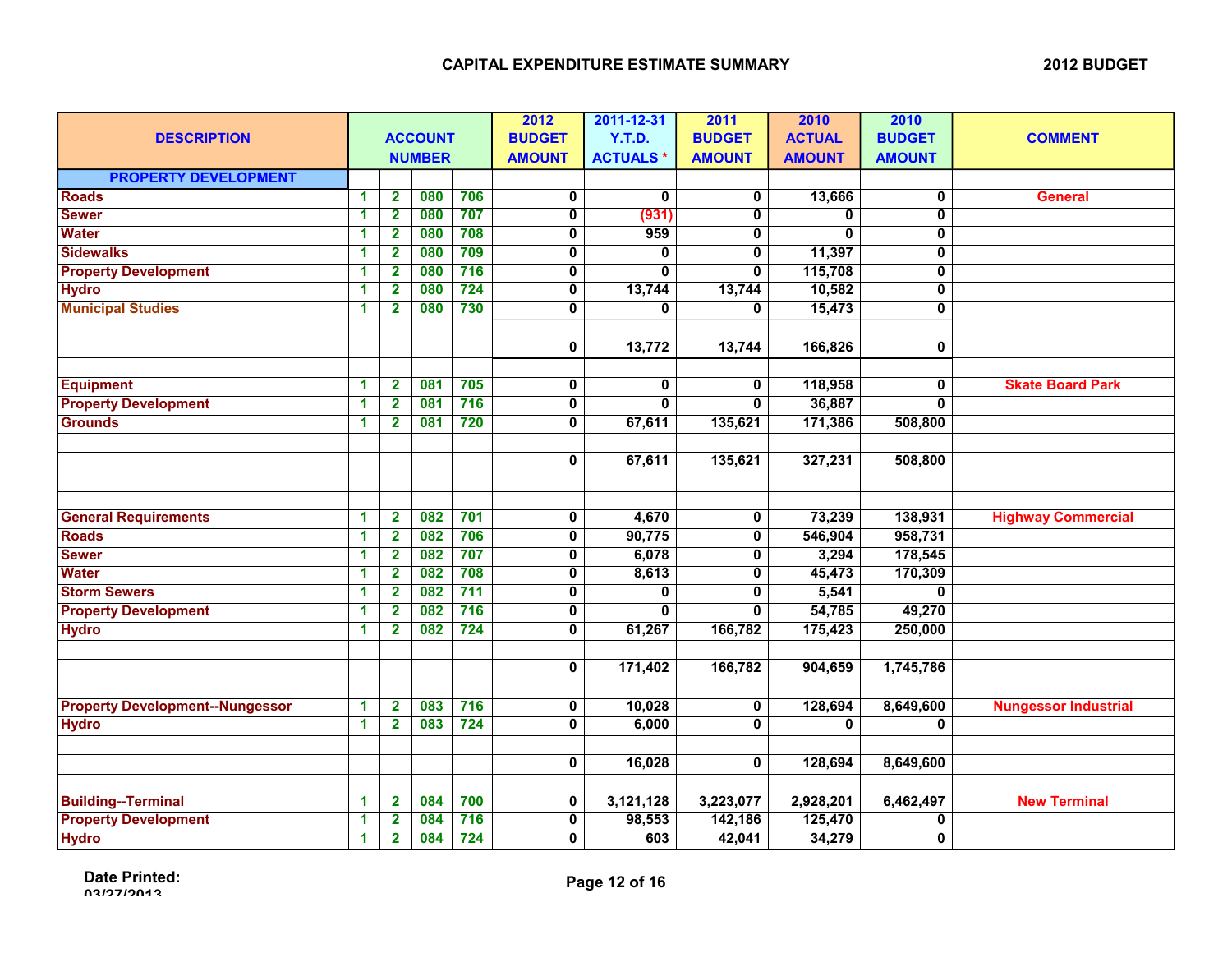## CAPITAL EXPENDITURE ESTIMATE SUMMARY

**2012 BUDGET**

| DESCRIPTION | ACCOUNT NUMBER | | | | 2012 BUDGET AMOUNT | 2011-12-31 Y.T.D. ACTUALS * | 2011 BUDGET AMOUNT | 2010 ACTUAL AMOUNT | 2010 BUDGET AMOUNT | COMMENT |
|---|---|---|---|---|---|---|---|---|---|---|
| **PROPERTY DEVELOPMENT** | | | | | | | | | | |
| Roads | 1 | 2 | 080 | 706 | 0 | 0 | 0 | 13,666 | 0 | General |
| Sewer | 1 | 2 | 080 | 707 | 0 | (931) | 0 | 0 | 0 | |
| Water | 1 | 2 | 080 | 708 | 0 | 959 | 0 | 0 | 0 | |
| Sidewalks | 1 | 2 | 080 | 709 | 0 | 0 | 0 | 11,397 | 0 | |
| Property Development | 1 | 2 | 080 | 716 | 0 | 0 | 0 | 115,708 | 0 | |
| Hydro | 1 | 2 | 080 | 724 | 0 | 13,744 | 13,744 | 10,582 | 0 | |
| Municipal Studies | 1 | 2 | 080 | 730 | 0 | 0 | 0 | 15,473 | 0 | |
| | | | | | 0 | 13,772 | 13,744 | 166,826 | 0 | |
| Equipment | 1 | 2 | 081 | 705 | 0 | 0 | 0 | 118,958 | 0 | Skate Board Park |
| Property Development | 1 | 2 | 081 | 716 | 0 | 0 | 0 | 36,887 | 0 | |
| Grounds | 1 | 2 | 081 | 720 | 0 | 67,611 | 135,621 | 171,386 | 508,800 | |
| | | | | | 0 | 67,611 | 135,621 | 327,231 | 508,800 | |
| General Requirements | 1 | 2 | 082 | 701 | 0 | 4,670 | 0 | 73,239 | 138,931 | Highway Commercial |
| Roads | 1 | 2 | 082 | 706 | 0 | 90,775 | 0 | 546,904 | 958,731 | |
| Sewer | 1 | 2 | 082 | 707 | 0 | 6,078 | 0 | 3,294 | 178,545 | |
| Water | 1 | 2 | 082 | 708 | 0 | 8,613 | 0 | 45,473 | 170,309 | |
| Storm Sewers | 1 | 2 | 082 | 711 | 0 | 0 | 0 | 5,541 | 0 | |
| Property Development | 1 | 2 | 082 | 716 | 0 | 0 | 0 | 54,785 | 49,270 | |
| Hydro | 1 | 2 | 082 | 724 | 0 | 61,267 | 166,782 | 175,423 | 250,000 | |
| | | | | | 0 | 171,402 | 166,782 | 904,659 | 1,745,786 | |
| Property Development--Nungessor | 1 | 2 | 083 | 716 | 0 | 10,028 | 0 | 128,694 | 8,649,600 | Nungessor Industrial |
| Hydro | 1 | 2 | 083 | 724 | 0 | 6,000 | 0 | 0 | 0 | |
| | | | | | 0 | 16,028 | 0 | 128,694 | 8,649,600 | |
| Building--Terminal | 1 | 2 | 084 | 700 | 0 | 3,121,128 | 3,223,077 | 2,928,201 | 6,462,497 | New Terminal |
| Property Development | 1 | 2 | 084 | 716 | 0 | 98,553 | 142,186 | 125,470 | 0 | |
| Hydro | 1 | 2 | 084 | 724 | 0 | 603 | 42,041 | 34,279 | 0 | |

Date Printed: 03/27/2013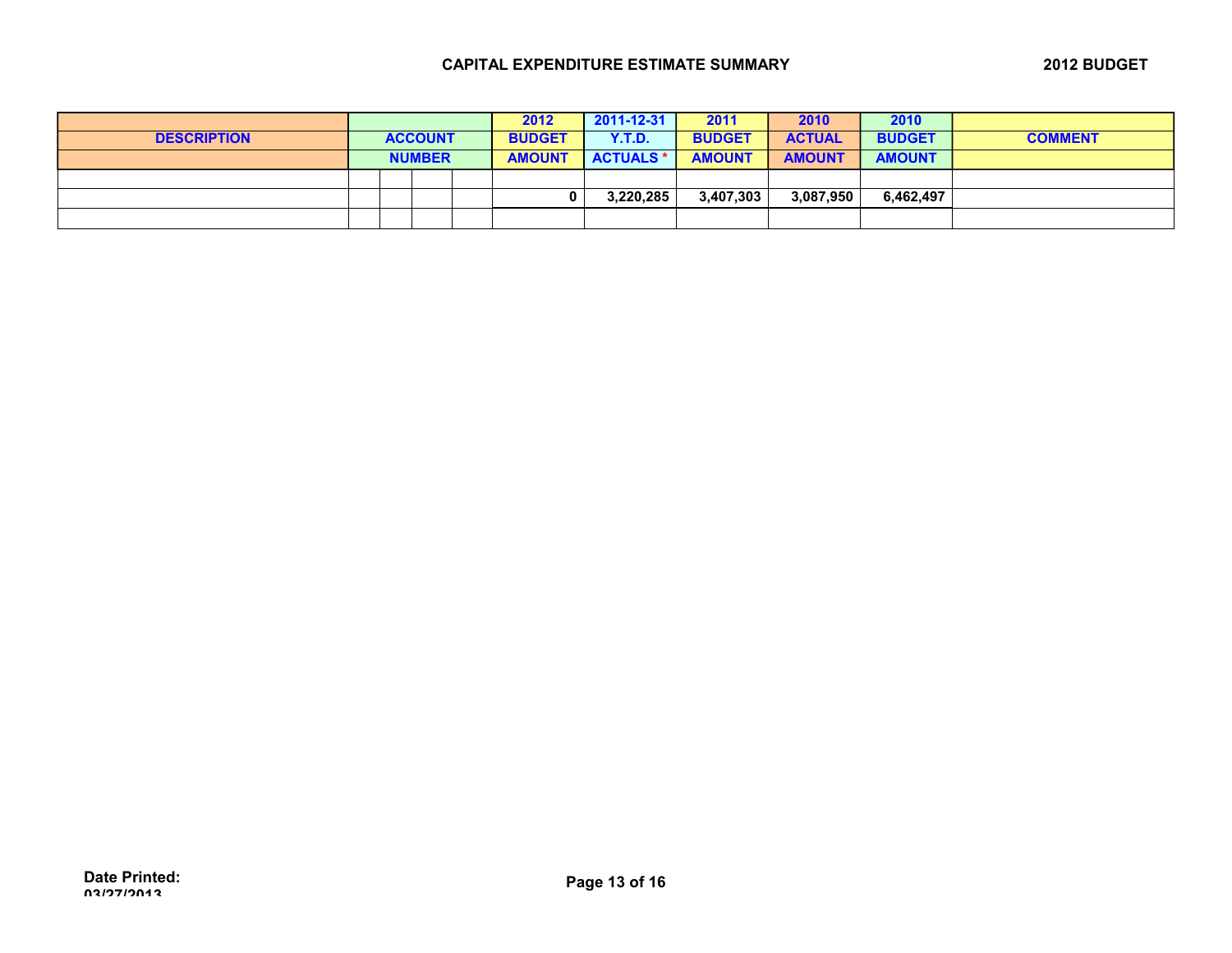## CAPITAL EXPENDITURE ESTIMATE SUMMARY

## 2012 BUDGET

| DESCRIPTION | ACCOUNT NUMBER | | | | 2012 BUDGET AMOUNT | 2011-12-31 Y.T.D. ACTUALS * | 2011 BUDGET AMOUNT | 2010 ACTUAL AMOUNT | 2010 BUDGET AMOUNT | COMMENT |
|---|---|---|---|---|---|---|---|---|---|---|
| | | | | | | | | | | |
| | | | | | 0 | 3,220,285 | 3,407,303 | 3,087,950 | 6,462,497 | |
| | | | | | | | | | | |

Date Printed: 03/27/2013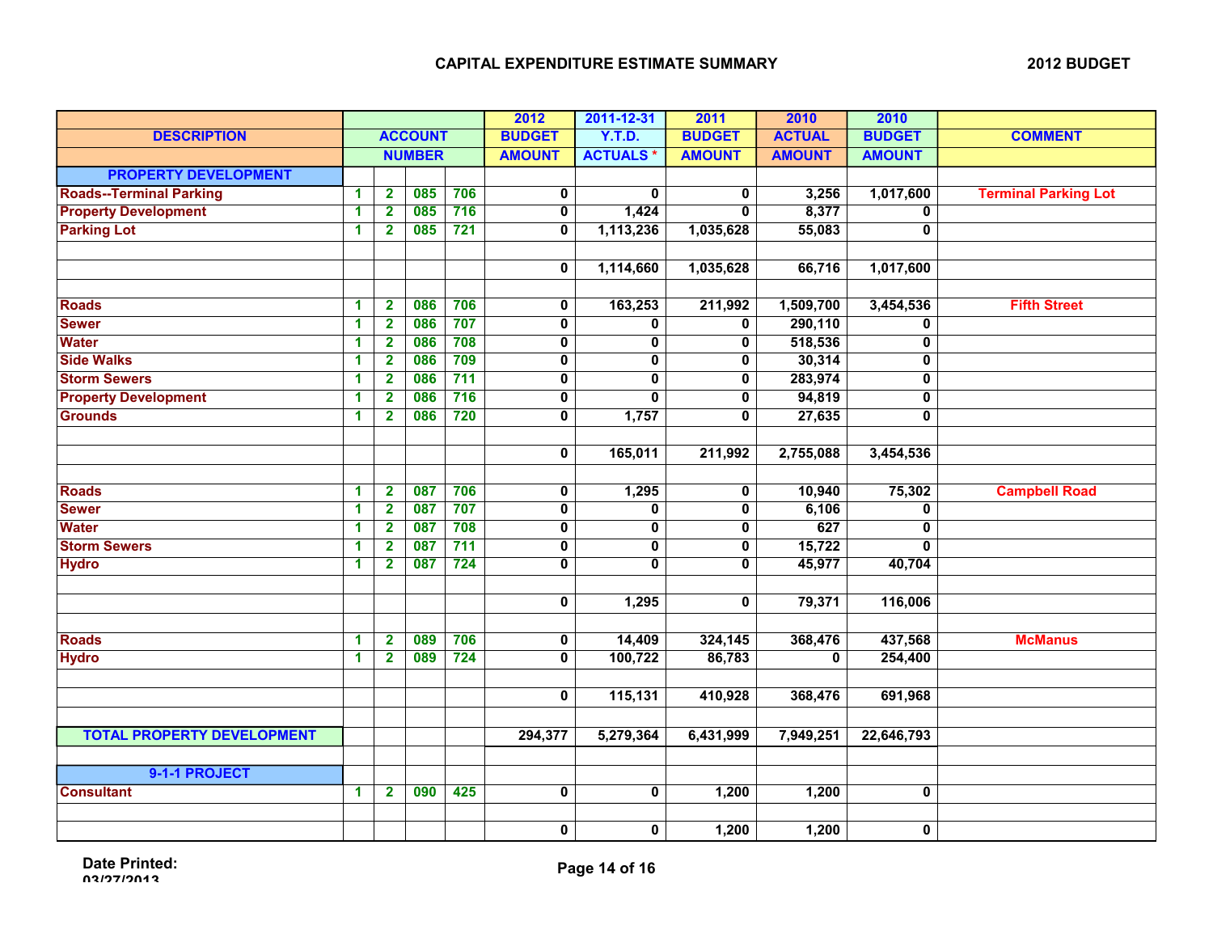## CAPITAL EXPENDITURE ESTIMATE SUMMARY

**2012 BUDGET**

| DESCRIPTION | ACCOUNT NUMBER | | | | 2012 BUDGET AMOUNT | 2011-12-31 Y.T.D. ACTUALS * | 2011 BUDGET AMOUNT | 2010 ACTUAL AMOUNT | 2010 BUDGET AMOUNT | COMMENT |
|---|---|---|---|---|---|---|---|---|---|---|
| **PROPERTY DEVELOPMENT** | | | | | | | | | | |
| Roads--Terminal Parking | 1 | 2 | 085 | 706 | 0 | 0 | 0 | 3,256 | 1,017,600 | Terminal Parking Lot |
| Property Development | 1 | 2 | 085 | 716 | 0 | 1,424 | 0 | 8,377 | 0 | |
| Parking Lot | 1 | 2 | 085 | 721 | 0 | 1,113,236 | 1,035,628 | 55,083 | 0 | |
| | | | | | | | | | | |
| | | | | | 0 | 1,114,660 | 1,035,628 | 66,716 | 1,017,600 | |
| | | | | | | | | | | |
| Roads | 1 | 2 | 086 | 706 | 0 | 163,253 | 211,992 | 1,509,700 | 3,454,536 | Fifth Street |
| Sewer | 1 | 2 | 086 | 707 | 0 | 0 | 0 | 290,110 | 0 | |
| Water | 1 | 2 | 086 | 708 | 0 | 0 | 0 | 518,536 | 0 | |
| Side Walks | 1 | 2 | 086 | 709 | 0 | 0 | 0 | 30,314 | 0 | |
| Storm Sewers | 1 | 2 | 086 | 711 | 0 | 0 | 0 | 283,974 | 0 | |
| Property Development | 1 | 2 | 086 | 716 | 0 | 0 | 0 | 94,819 | 0 | |
| Grounds | 1 | 2 | 086 | 720 | 0 | 1,757 | 0 | 27,635 | 0 | |
| | | | | | | | | | | |
| | | | | | 0 | 165,011 | 211,992 | 2,755,088 | 3,454,536 | |
| | | | | | | | | | | |
| Roads | 1 | 2 | 087 | 706 | 0 | 1,295 | 0 | 10,940 | 75,302 | Campbell Road |
| Sewer | 1 | 2 | 087 | 707 | 0 | 0 | 0 | 6,106 | 0 | |
| Water | 1 | 2 | 087 | 708 | 0 | 0 | 0 | 627 | 0 | |
| Storm Sewers | 1 | 2 | 087 | 711 | 0 | 0 | 0 | 15,722 | 0 | |
| Hydro | 1 | 2 | 087 | 724 | 0 | 0 | 0 | 45,977 | 40,704 | |
| | | | | | | | | | | |
| | | | | | 0 | 1,295 | 0 | 79,371 | 116,006 | |
| | | | | | | | | | | |
| Roads | 1 | 2 | 089 | 706 | 0 | 14,409 | 324,145 | 368,476 | 437,568 | McManus |
| Hydro | 1 | 2 | 089 | 724 | 0 | 100,722 | 86,783 | 0 | 254,400 | |
| | | | | | | | | | | |
| | | | | | 0 | 115,131 | 410,928 | 368,476 | 691,968 | |
| | | | | | | | | | | |
| **TOTAL PROPERTY DEVELOPMENT** | | | | | 294,377 | 5,279,364 | 6,431,999 | 7,949,251 | 22,646,793 | |
| | | | | | | | | | | |
| **9-1-1 PROJECT** | | | | | | | | | | |
| Consultant | 1 | 2 | 090 | 425 | 0 | 0 | 1,200 | 1,200 | 0 | |
| | | | | | | | | | | |
| | | | | | 0 | 0 | 1,200 | 1,200 | 0 | |

Date Printed: 03/27/2013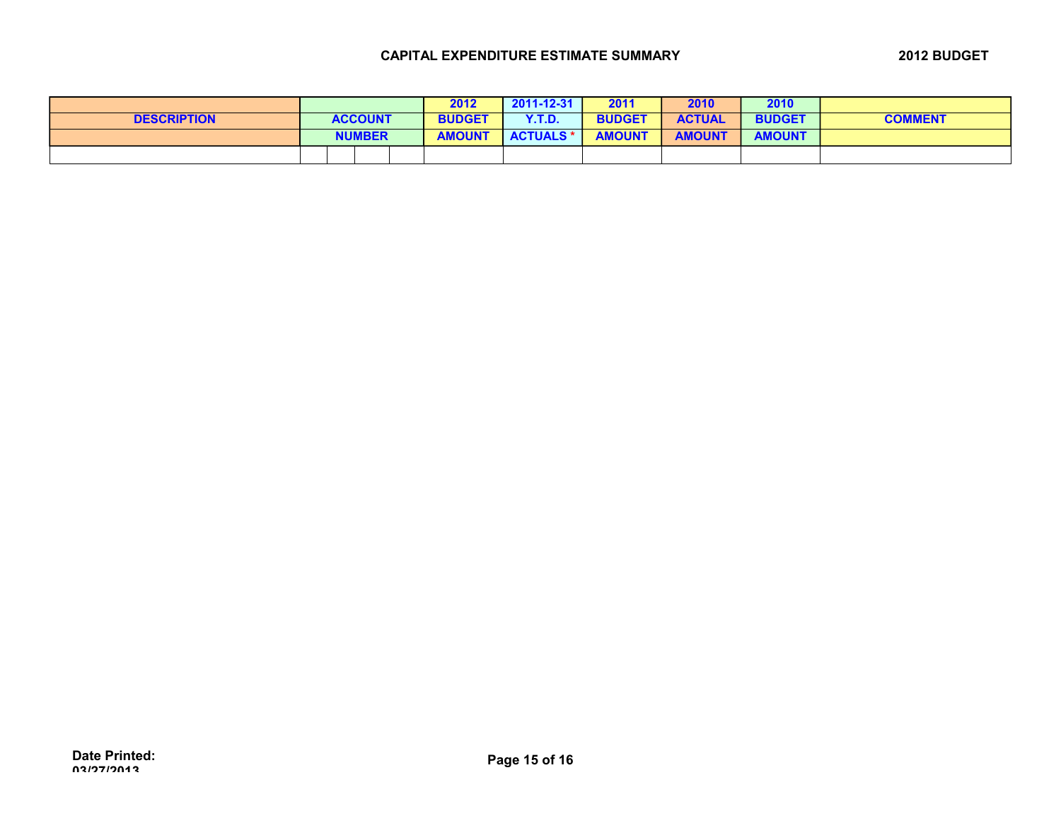**CAPITAL EXPENDITURE ESTIMATE SUMMARY** **2012 BUDGET**

| DESCRIPTION | ACCOUNT NUMBER | | | | 2012 BUDGET AMOUNT | 2011-12-31 Y.T.D. ACTUALS * | 2011 BUDGET AMOUNT | 2010 ACTUAL AMOUNT | 2010 BUDGET AMOUNT | COMMENT |
|---|---|---|---|---|---|---|---|---|---|---|
| | | | | | | | | | | |

Date Printed: 03/27/2013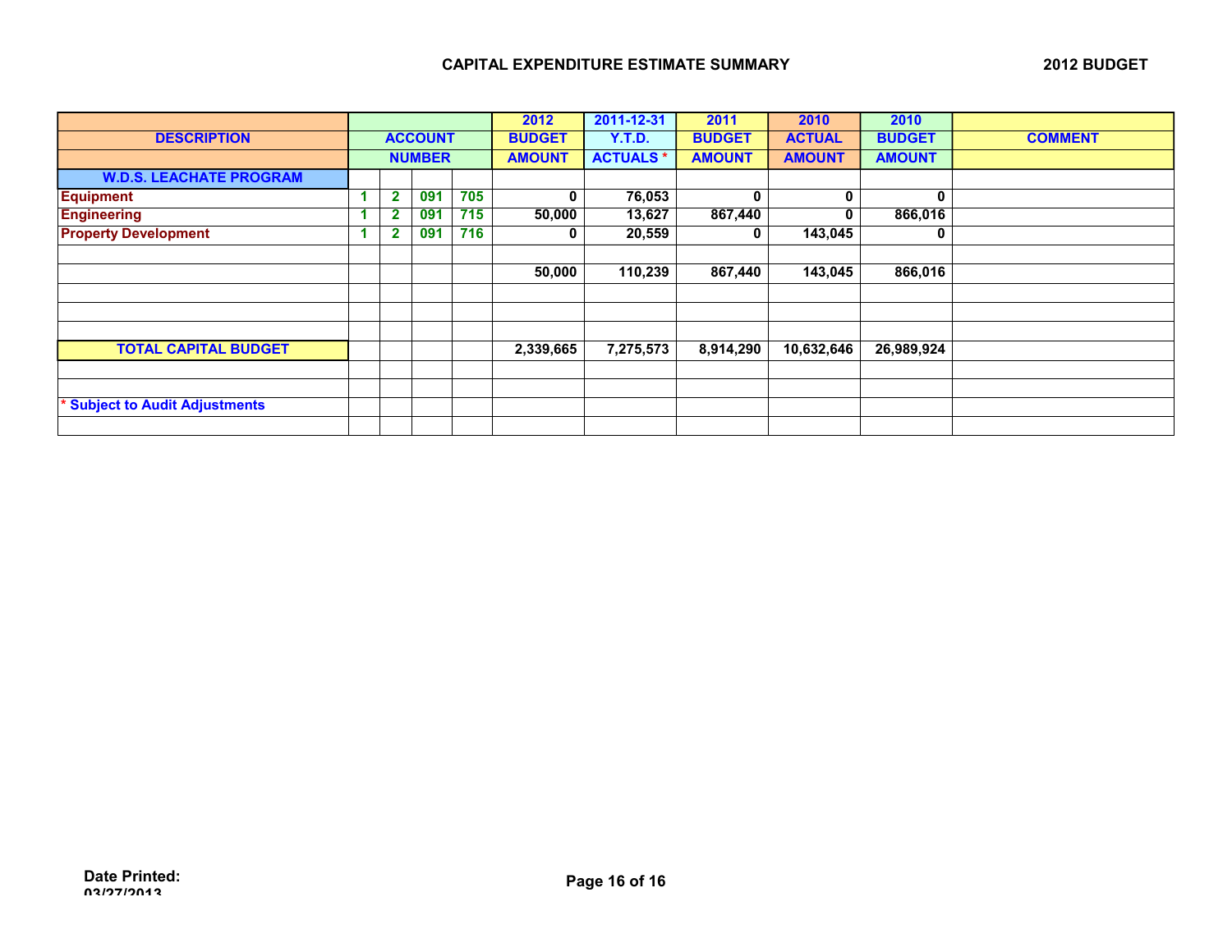## CAPITAL EXPENDITURE ESTIMATE SUMMARY

**2012 BUDGET**

| DESCRIPTION | ACCOUNT NUMBER | | | | 2012 BUDGET AMOUNT | 2011-12-31 Y.T.D. ACTUALS * | 2011 BUDGET AMOUNT | 2010 ACTUAL AMOUNT | 2010 BUDGET AMOUNT | COMMENT |
|---|---|---|---|---|---|---|---|---|---|---|
| **W.D.S. LEACHATE PROGRAM** | | | | | | | | | | |
| Equipment | 1 | 2 | 091 | 705 | 0 | 76,053 | 0 | 0 | 0 | |
| Engineering | 1 | 2 | 091 | 715 | 50,000 | 13,627 | 867,440 | 0 | 866,016 | |
| Property Development | 1 | 2 | 091 | 716 | 0 | 20,559 | 0 | 143,045 | 0 | |
| | | | | | | | | | | |
| | | | | | 50,000 | 110,239 | 867,440 | 143,045 | 866,016 | |
| | | | | | | | | | | |
| **TOTAL CAPITAL BUDGET** | | | | | 2,339,665 | 7,275,573 | 8,914,290 | 10,632,646 | 26,989,924 | |
| | | | | | | | | | | |
| * Subject to Audit Adjustments | | | | | | | | | | |

Date Printed: 03/27/2013